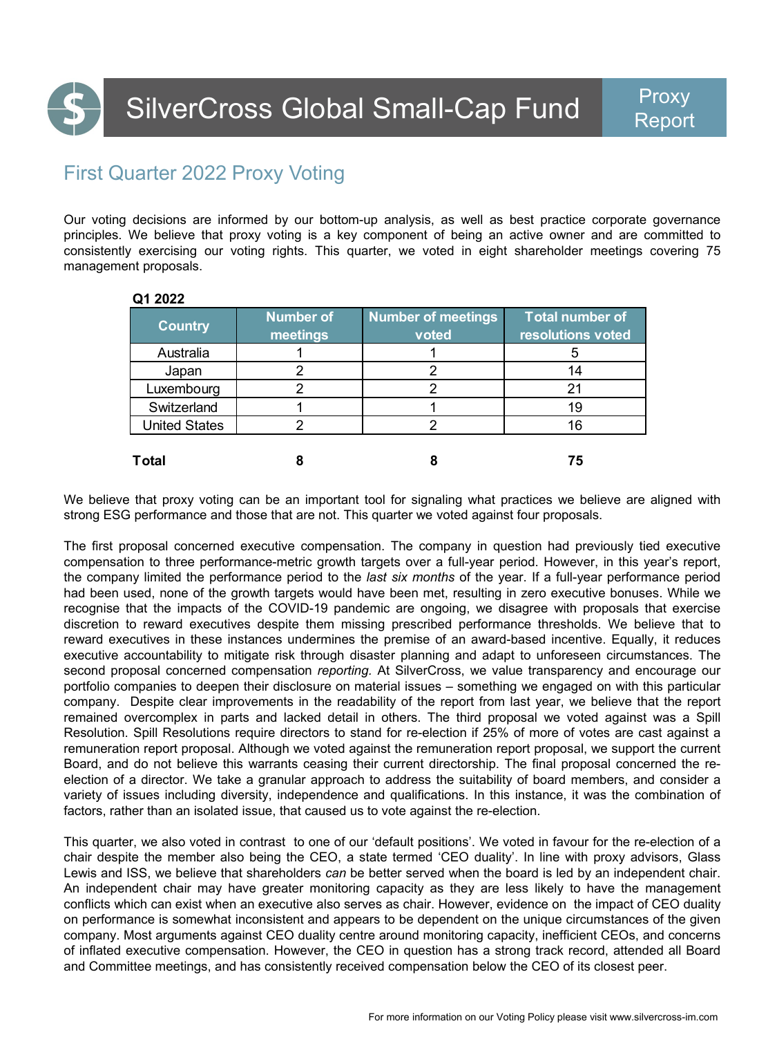# SilverCross Global Small-Cap Fund

Proxy Report

## First Quarter 2022 Proxy Voting

Our voting decisions are informed by our bottom-up analysis, as well as best practice corporate governance principles. We believe that proxy voting is a key component of being an active owner and are committed to consistently exercising our voting rights. This quarter, we voted in eight shareholder meetings covering 75 management proposals.

**Q1 2022**

| Country | Number of meetings | Number of meetings voted | Total number of resolutions voted |
|---|---|---|---|
| Australia | 1 | 1 | 5 |
| Japan | 2 | 2 | 14 |
| Luxembourg | 2 | 2 | 21 |
| Switzerland | 1 | 1 | 19 |
| United States | 2 | 2 | 16 |
| **Total** | **8** | **8** | **75** |

We believe that proxy voting can be an important tool for signaling what practices we believe are aligned with strong ESG performance and those that are not. This quarter we voted against four proposals.

The first proposal concerned executive compensation. The company in question had previously tied executive compensation to three performance-metric growth targets over a full-year period. However, in this year's report, the company limited the performance period to the *last six months* of the year. If a full-year performance period had been used, none of the growth targets would have been met, resulting in zero executive bonuses. While we recognise that the impacts of the COVID-19 pandemic are ongoing, we disagree with proposals that exercise discretion to reward executives despite them missing prescribed performance thresholds. We believe that to reward executives in these instances undermines the premise of an award-based incentive. Equally, it reduces executive accountability to mitigate risk through disaster planning and adapt to unforeseen circumstances. The second proposal concerned compensation *reporting.* At SilverCross, we value transparency and encourage our portfolio companies to deepen their disclosure on material issues – something we engaged on with this particular company. Despite clear improvements in the readability of the report from last year, we believe that the report remained overcomplex in parts and lacked detail in others. The third proposal we voted against was a Spill Resolution. Spill Resolutions require directors to stand for re-election if 25% of more of votes are cast against a remuneration report proposal. Although we voted against the remuneration report proposal, we support the current Board, and do not believe this warrants ceasing their current directorship. The final proposal concerned the re-election of a director. We take a granular approach to address the suitability of board members, and consider a variety of issues including diversity, independence and qualifications. In this instance, it was the combination of factors, rather than an isolated issue, that caused us to vote against the re-election.

This quarter, we also voted in contrast to one of our 'default positions'. We voted in favour for the re-election of a chair despite the member also being the CEO, a state termed 'CEO duality'. In line with proxy advisors, Glass Lewis and ISS, we believe that shareholders *can* be better served when the board is led by an independent chair. An independent chair may have greater monitoring capacity as they are less likely to have the management conflicts which can exist when an executive also serves as chair. However, evidence on the impact of CEO duality on performance is somewhat inconsistent and appears to be dependent on the unique circumstances of the given company. Most arguments against CEO duality centre around monitoring capacity, inefficient CEOs, and concerns of inflated executive compensation. However, the CEO in question has a strong track record, attended all Board and Committee meetings, and has consistently received compensation below the CEO of its closest peer.

For more information on our Voting Policy please visit www.silvercross-im.com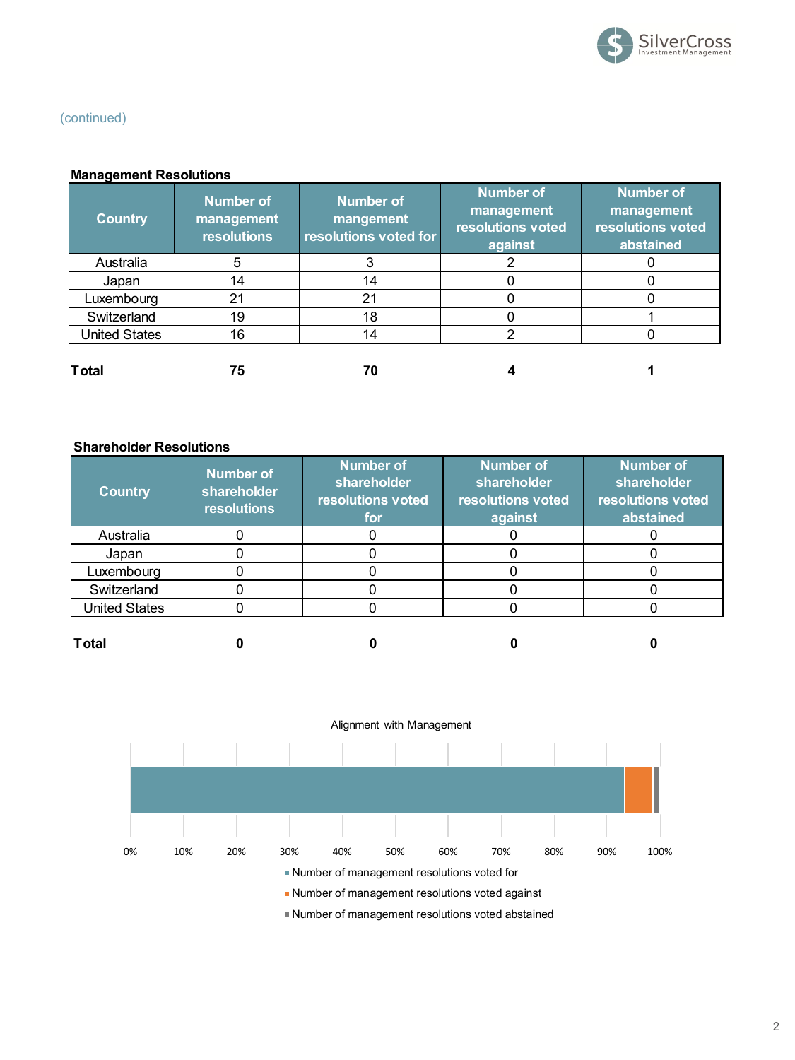(continued)

**Management Resolutions**

| Country | Number of management resolutions | Number of mangement resolutions voted for | Number of management resolutions voted against | Number of management resolutions voted abstained |
|---|---|---|---|---|
| Australia | 5 | 3 | 2 | 0 |
| Japan | 14 | 14 | 0 | 0 |
| Luxembourg | 21 | 21 | 0 | 0 |
| Switzerland | 19 | 18 | 0 | 1 |
| United States | 16 | 14 | 2 | 0 |
| **Total** | **75** | **70** | **4** | **1** |

**Shareholder Resolutions**

| Country | Number of shareholder resolutions | Number of shareholder resolutions voted for | Number of shareholder resolutions voted against | Number of shareholder resolutions voted abstained |
|---|---|---|---|---|
| Australia | 0 | 0 | 0 | 0 |
| Japan | 0 | 0 | 0 | 0 |
| Luxembourg | 0 | 0 | 0 | 0 |
| Switzerland | 0 | 0 | 0 | 0 |
| United States | 0 | 0 | 0 | 0 |
| **Total** | **0** | **0** | **0** | **0** |

Alignment with Management

0% 10% 20% 30% 40% 50% 60% 70% 80% 90% 100%

Number of management resolutions voted for

Number of management resolutions voted against

Number of management resolutions voted abstained